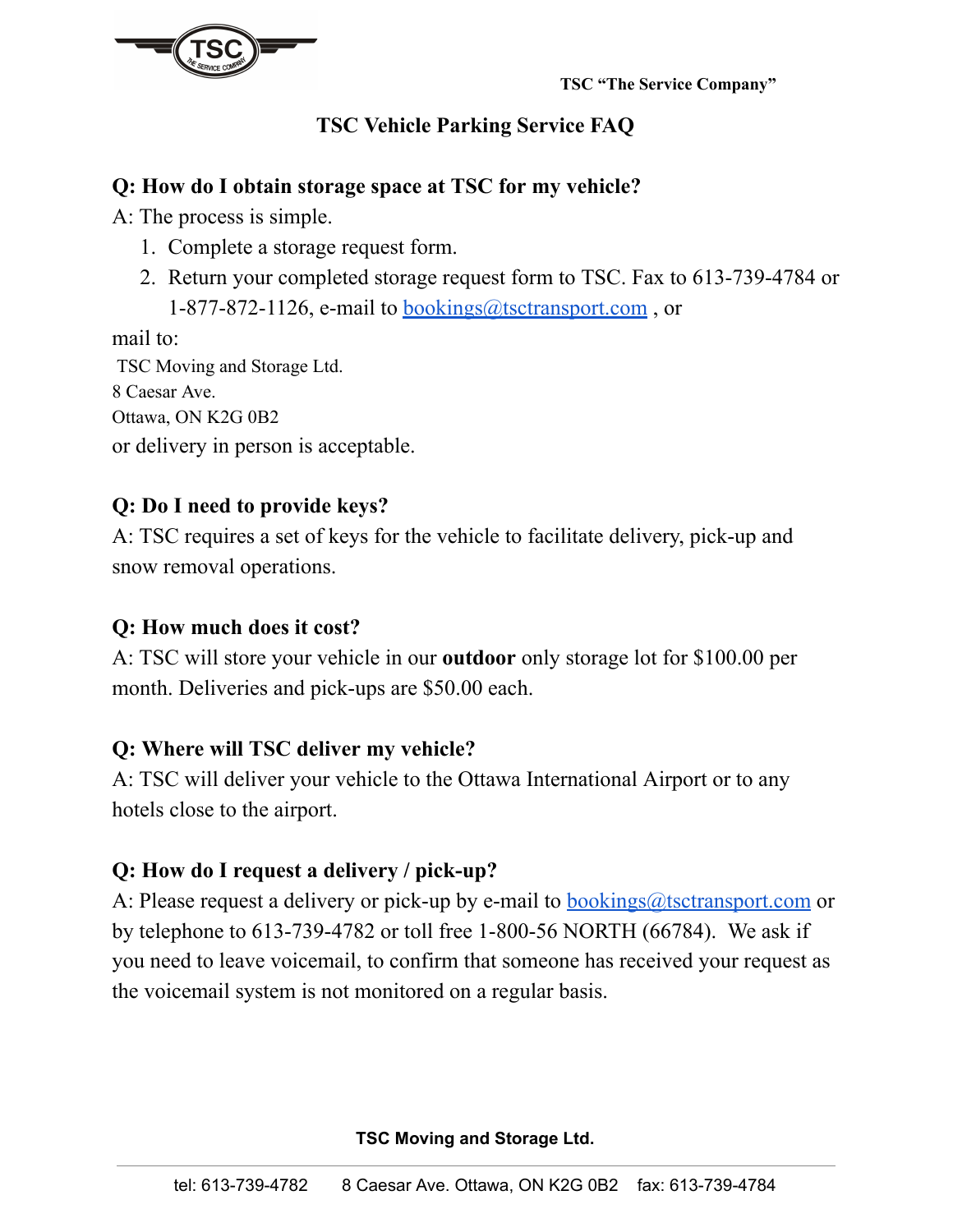TSC "The Service Company"

# TSC Vehicle Parking Service FAQ

**Q: How do I obtain storage space at TSC for my vehicle?**

A: The process is simple.

1. Complete a storage request form.
2. Return your completed storage request form to TSC. Fax to 613-739-4784 or 1-877-872-1126, e-mail to bookings@tsctransport.com , or

mail to:

TSC Moving and Storage Ltd.
8 Caesar Ave.
Ottawa, ON K2G 0B2

or delivery in person is acceptable.

**Q: Do I need to provide keys?**

A: TSC requires a set of keys for the vehicle to facilitate delivery, pick-up and snow removal operations.

**Q: How much does it cost?**

A: TSC will store your vehicle in our **outdoor** only storage lot for $100.00 per month. Deliveries and pick-ups are $50.00 each.

**Q: Where will TSC deliver my vehicle?**

A: TSC will deliver your vehicle to the Ottawa International Airport or to any hotels close to the airport.

**Q: How do I request a delivery / pick-up?**

A: Please request a delivery or pick-up by e-mail to bookings@tsctransport.com or by telephone to 613-739-4782 or toll free 1-800-56 NORTH (66784). We ask if you need to leave voicemail, to confirm that someone has received your request as the voicemail system is not monitored on a regular basis.

**TSC Moving and Storage Ltd.**

tel: 613-739-4782 8 Caesar Ave. Ottawa, ON K2G 0B2 fax: 613-739-4784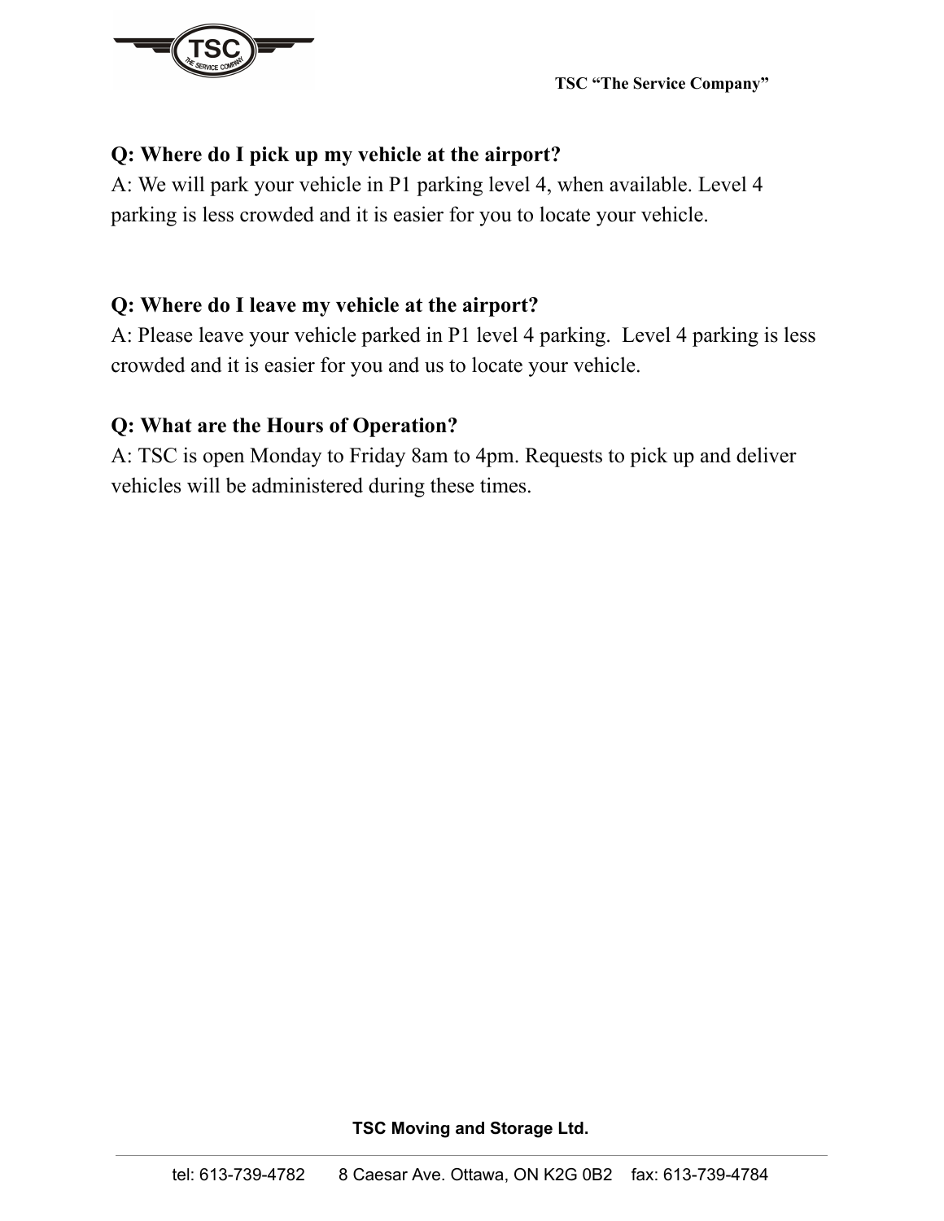**Q: Where do I pick up my vehicle at the airport?**

A: We will park your vehicle in P1 parking level 4, when available. Level 4 parking is less crowded and it is easier for you to locate your vehicle.

**Q: Where do I leave my vehicle at the airport?**

A: Please leave your vehicle parked in P1 level 4 parking. Level 4 parking is less crowded and it is easier for you and us to locate your vehicle.

**Q: What are the Hours of Operation?**

A: TSC is open Monday to Friday 8am to 4pm. Requests to pick up and deliver vehicles will be administered during these times.